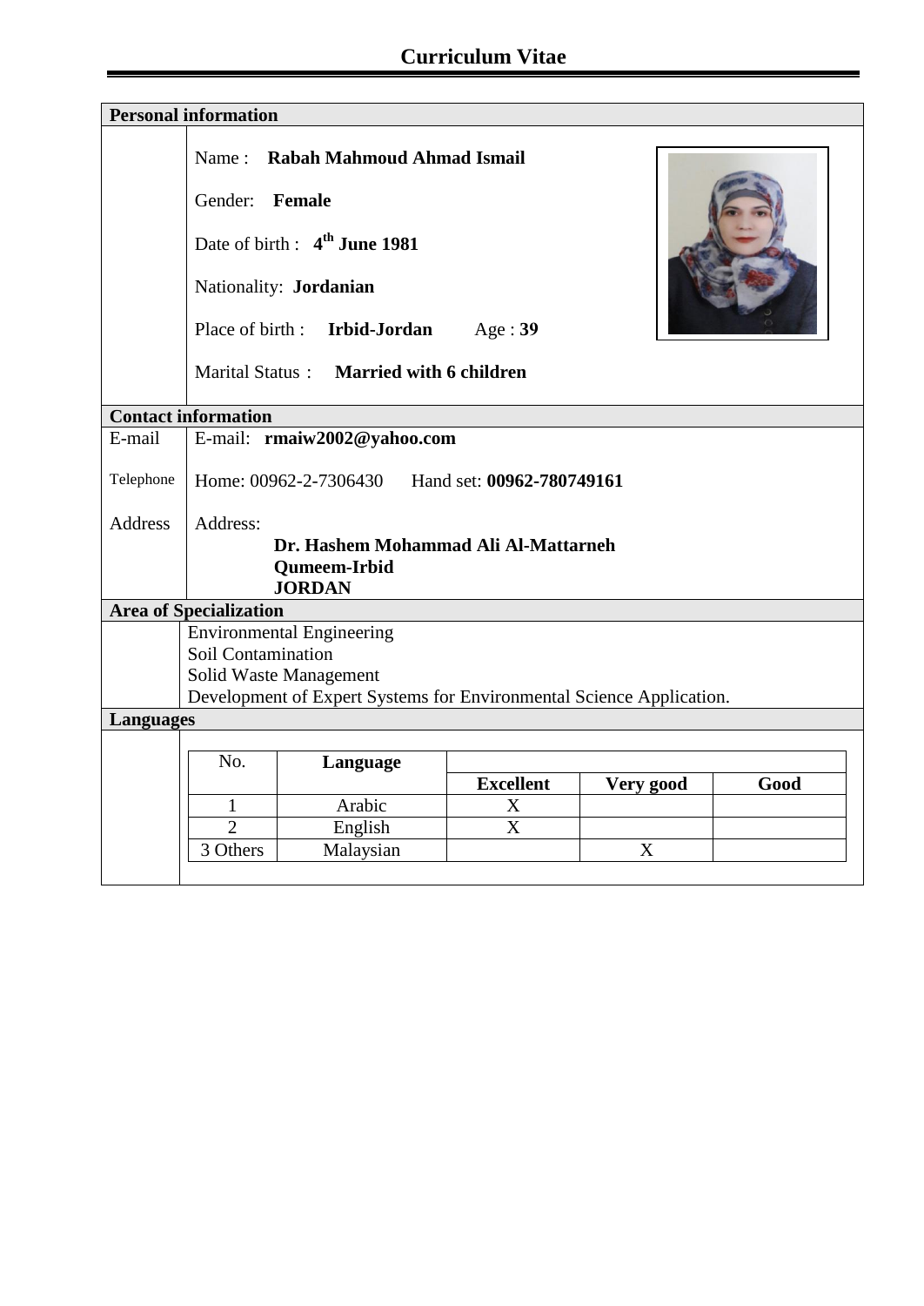# Curriculum Vitae

## Personal information

Name : **Rabah Mahmoud Ahmad Ismail**

Gender: **Female**

Date of birth : **4th June 1981**

Nationality: **Jordanian**

Place of birth : **Irbid-Jordan** Age : **39**

Marital Status : **Married with 6 children**

## Contact information

| | |
|---|---|
| E-mail | E-mail: **rmaiw2002@yahoo.com** |
| Telephone | Home: 00962-2-7306430 Hand set: **00962-780749161** |
| Address | Address:<br>**Dr. Hashem Mohammad Ali Al-Mattarneh**<br>**Qumeem-Irbid**<br>**JORDAN** |

## Area of Specialization

Environmental Engineering
Soil Contamination
Solid Waste Management
Development of Expert Systems for Environmental Science Application.

## Languages

| No. | **Language** | | | |
|---|---|---|---|---|
| | | **Excellent** | **Very good** | **Good** |
| 1 | Arabic | X | | |
| 2 | English | X | | |
| 3 Others | Malaysian | | X | |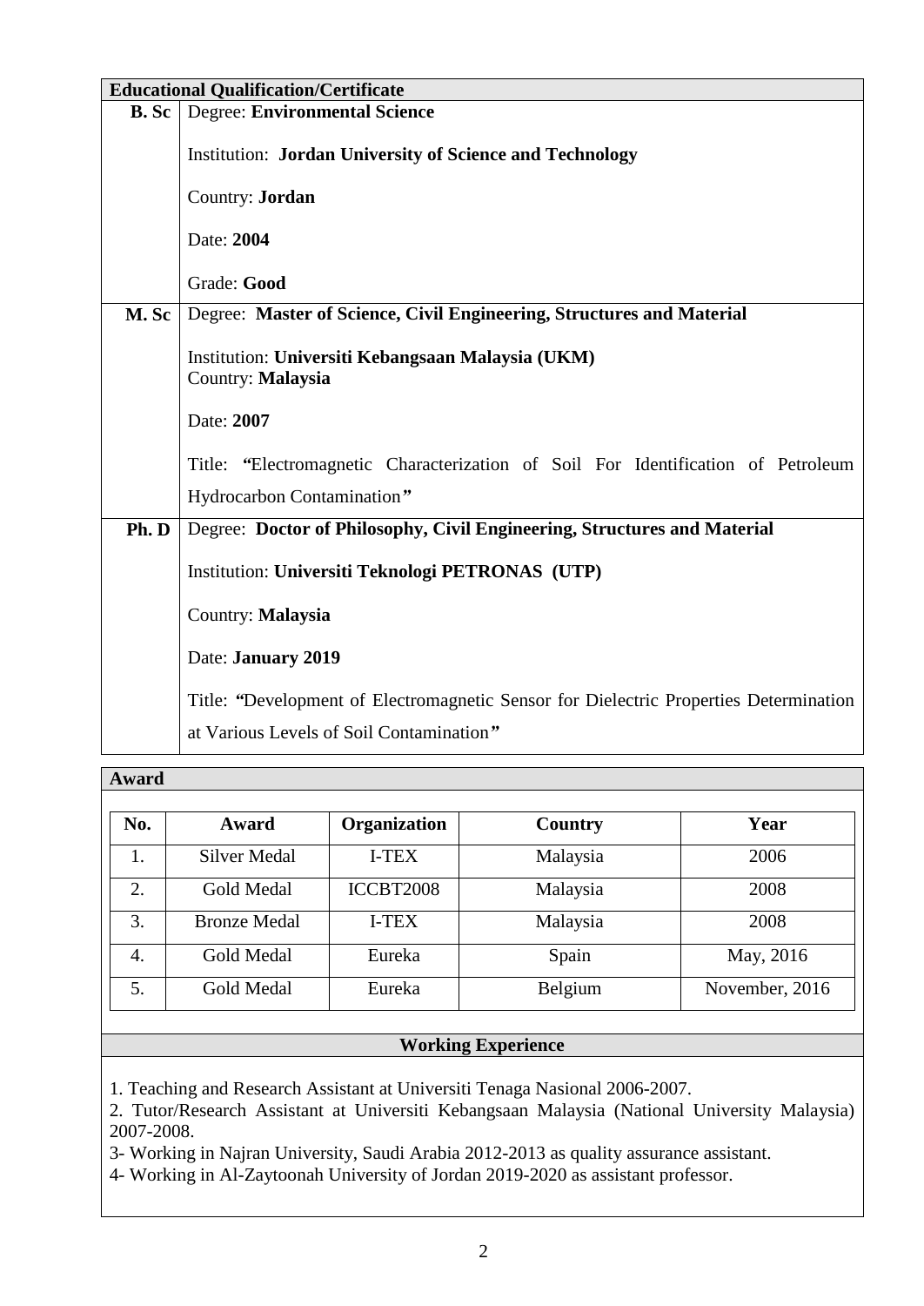## Educational Qualification/Certificate

| | |
|---|---|
| **B. Sc** | Degree: **Environmental Science**<br><br>Institution: **Jordan University of Science and Technology**<br><br>Country: **Jordan**<br><br>Date: **2004**<br><br>Grade: **Good** |
| **M. Sc** | Degree: **Master of Science, Civil Engineering, Structures and Material**<br><br>Institution: **Universiti Kebangsaan Malaysia (UKM)**<br>Country: **Malaysia**<br><br>Date: **2007**<br><br>Title: **"**Electromagnetic Characterization of Soil For Identification of Petroleum Hydrocarbon Contamination***"*** |
| **Ph. D** | Degree: **Doctor of Philosophy, Civil Engineering, Structures and Material**<br><br>Institution: **Universiti Teknologi PETRONAS (UTP)**<br><br>Country: **Malaysia**<br><br>Date: **January 2019**<br><br>Title: **"**Development of Electromagnetic Sensor for Dielectric Properties Determination at Various Levels of Soil Contamination***"*** |

## Award

| No. | Award | Organization | Country | Year |
|---|---|---|---|---|
| 1. | Silver Medal | I-TEX | Malaysia | 2006 |
| 2. | Gold Medal | ICCBT2008 | Malaysia | 2008 |
| 3. | Bronze Medal | I-TEX | Malaysia | 2008 |
| 4. | Gold Medal | Eureka | Spain | May, 2016 |
| 5. | Gold Medal | Eureka | Belgium | November, 2016 |

## Working Experience

1. Teaching and Research Assistant at Universiti Tenaga Nasional 2006-2007.
2. Tutor/Research Assistant at Universiti Kebangsaan Malaysia (National University Malaysia) 2007-2008.
3- Working in Najran University, Saudi Arabia 2012-2013 as quality assurance assistant.
4- Working in Al-Zaytoonah University of Jordan 2019-2020 as assistant professor.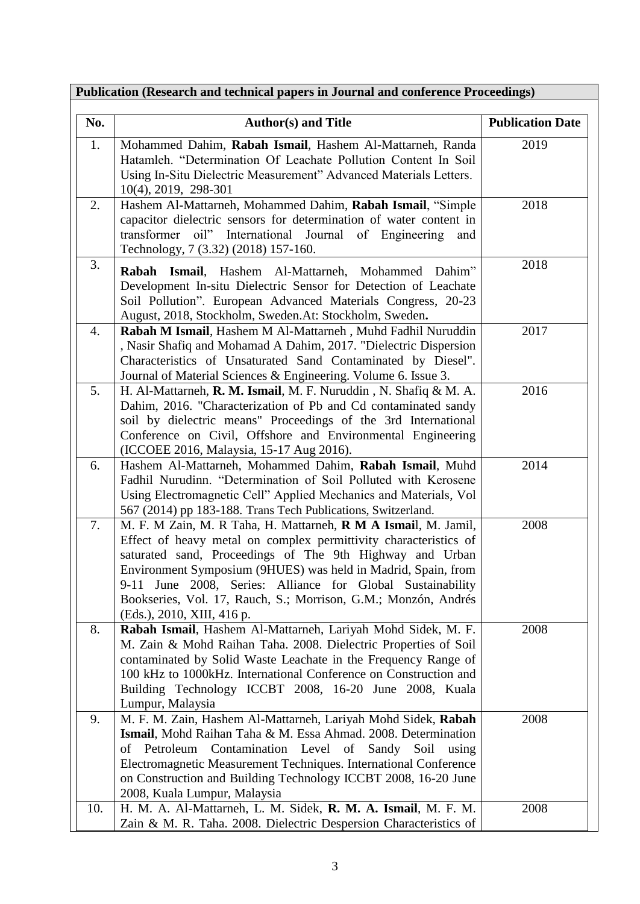**Publication (Research and technical papers in Journal and conference Proceedings)**

| No. | Author(s) and Title | Publication Date |
|---|---|---|
| 1. | Mohammed Dahim, **Rabah Ismail**, Hashem Al-Mattarneh, Randa Hatamleh. "Determination Of Leachate Pollution Content In Soil Using In-Situ Dielectric Measurement" Advanced Materials Letters. 10(4), 2019, 298-301 | 2019 |
| 2. | Hashem Al-Mattarneh, Mohammed Dahim, **Rabah Ismail**, "Simple capacitor dielectric sensors for determination of water content in transformer oil" International Journal of Engineering and Technology, 7 (3.32) (2018) 157-160. | 2018 |
| 3. | **Rabah Ismail**, Hashem Al-Mattarneh, Mohammed Dahim" Development In-situ Dielectric Sensor for Detection of Leachate Soil Pollution". European Advanced Materials Congress, 20-23 August, 2018, Stockholm, Sweden.At: Stockholm, Sweden**.** | 2018 |
| 4. | **Rabah M Ismail**, Hashem M Al-Mattarneh , Muhd Fadhil Nuruddin , Nasir Shafiq and Mohamad A Dahim, 2017. "Dielectric Dispersion Characteristics of Unsaturated Sand Contaminated by Diesel". Journal of Material Sciences & Engineering. Volume 6. Issue 3. | 2017 |
| 5. | H. Al-Mattarneh, **R. M. Ismail**, M. F. Nuruddin , N. Shafiq & M. A. Dahim, 2016. "Characterization of Pb and Cd contaminated sandy soil by dielectric means" Proceedings of the 3rd International Conference on Civil, Offshore and Environmental Engineering (ICCOEE 2016, Malaysia, 15-17 Aug 2016). | 2016 |
| 6. | Hashem Al-Mattarneh, Mohammed Dahim, **Rabah Ismail**, Muhd Fadhil Nurudinn. "Determination of Soil Polluted with Kerosene Using Electromagnetic Cell" Applied Mechanics and Materials, Vol 567 (2014) pp 183-188. Trans Tech Publications, Switzerland. | 2014 |
| 7. | M. F. M Zain, M. R Taha, H. Mattarneh, **R M A Ismai**l, M. Jamil, Effect of heavy metal on complex permittivity characteristics of saturated sand, Proceedings of The 9th Highway and Urban Environment Symposium (9HUES) was held in Madrid, Spain, from 9-11 June 2008, Series: Alliance for Global Sustainability Bookseries, Vol. 17, Rauch, S.; Morrison, G.M.; Monzón, Andrés (Eds.), 2010, XIII, 416 p. | 2008 |
| 8. | **Rabah Ismail**, Hashem Al-Mattarneh, Lariyah Mohd Sidek, M. F. M. Zain & Mohd Raihan Taha. 2008. Dielectric Properties of Soil contaminated by Solid Waste Leachate in the Frequency Range of 100 kHz to 1000kHz. International Conference on Construction and Building Technology ICCBT 2008, 16-20 June 2008, Kuala Lumpur, Malaysia | 2008 |
| 9. | M. F. M. Zain, Hashem Al-Mattarneh, Lariyah Mohd Sidek, **Rabah Ismail**, Mohd Raihan Taha & M. Essa Ahmad. 2008. Determination of Petroleum Contamination Level of Sandy Soil using Electromagnetic Measurement Techniques. International Conference on Construction and Building Technology ICCBT 2008, 16-20 June 2008, Kuala Lumpur, Malaysia | 2008 |
| 10. | H. M. A. Al-Mattarneh, L. M. Sidek, **R. M. A. Ismail**, M. F. M. Zain & M. R. Taha. 2008. Dielectric Despersion Characteristics of | 2008 |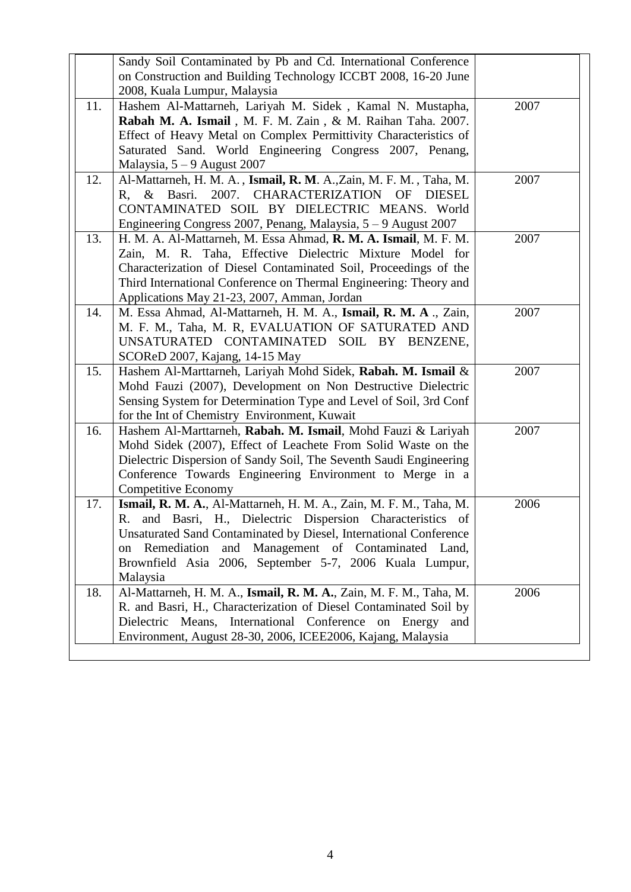| | | |
|---|---|---|
| | Sandy Soil Contaminated by Pb and Cd. International Conference on Construction and Building Technology ICCBT 2008, 16-20 June 2008, Kuala Lumpur, Malaysia | |
| 11. | Hashem Al-Mattarneh, Lariyah M. Sidek , Kamal N. Mustapha, **Rabah M. A. Ismail** , M. F. M. Zain , & M. Raihan Taha. 2007. Effect of Heavy Metal on Complex Permittivity Characteristics of Saturated Sand. World Engineering Congress 2007, Penang, Malaysia, 5 – 9 August 2007 | 2007 |
| 12. | Al-Mattarneh, H. M. A. , **Ismail, R. M**. A.,Zain, M. F. M. , Taha, M. R, & Basri. 2007. CHARACTERIZATION OF DIESEL CONTAMINATED SOIL BY DIELECTRIC MEANS. World Engineering Congress 2007, Penang, Malaysia, 5 – 9 August 2007 | 2007 |
| 13. | H. M. A. Al-Mattarneh, M. Essa Ahmad, **R. M. A. Ismail**, M. F. M. Zain, M. R. Taha, Effective Dielectric Mixture Model for Characterization of Diesel Contaminated Soil, Proceedings of the Third International Conference on Thermal Engineering: Theory and Applications May 21-23, 2007, Amman, Jordan | 2007 |
| 14. | M. Essa Ahmad, Al-Mattarneh, H. M. A., **Ismail, R. M. A** ., Zain, M. F. M., Taha, M. R, EVALUATION OF SATURATED AND UNSATURATED CONTAMINATED SOIL BY BENZENE, SCOReD 2007, Kajang, 14-15 May | 2007 |
| 15. | Hashem Al-Marttarneh, Lariyah Mohd Sidek, **Rabah. M. Ismail** & Mohd Fauzi (2007), Development on Non Destructive Dielectric Sensing System for Determination Type and Level of Soil, 3rd Conf for the Int of Chemistry Environment, Kuwait | 2007 |
| 16. | Hashem Al-Marttarneh, **Rabah. M. Ismail**, Mohd Fauzi & Lariyah Mohd Sidek (2007), Effect of Leachete From Solid Waste on the Dielectric Dispersion of Sandy Soil, The Seventh Saudi Engineering Conference Towards Engineering Environment to Merge in a Competitive Economy | 2007 |
| 17. | **Ismail, R. M. A.**, Al-Mattarneh, H. M. A., Zain, M. F. M., Taha, M. R. and Basri, H., Dielectric Dispersion Characteristics of Unsaturated Sand Contaminated by Diesel, International Conference on Remediation and Management of Contaminated Land, Brownfield Asia 2006, September 5-7, 2006 Kuala Lumpur, Malaysia | 2006 |
| 18. | Al-Mattarneh, H. M. A., **Ismail, R. M. A.**, Zain, M. F. M., Taha, M. R. and Basri, H., Characterization of Diesel Contaminated Soil by Dielectric Means, International Conference on Energy and Environment, August 28-30, 2006, ICEE2006, Kajang, Malaysia | 2006 |